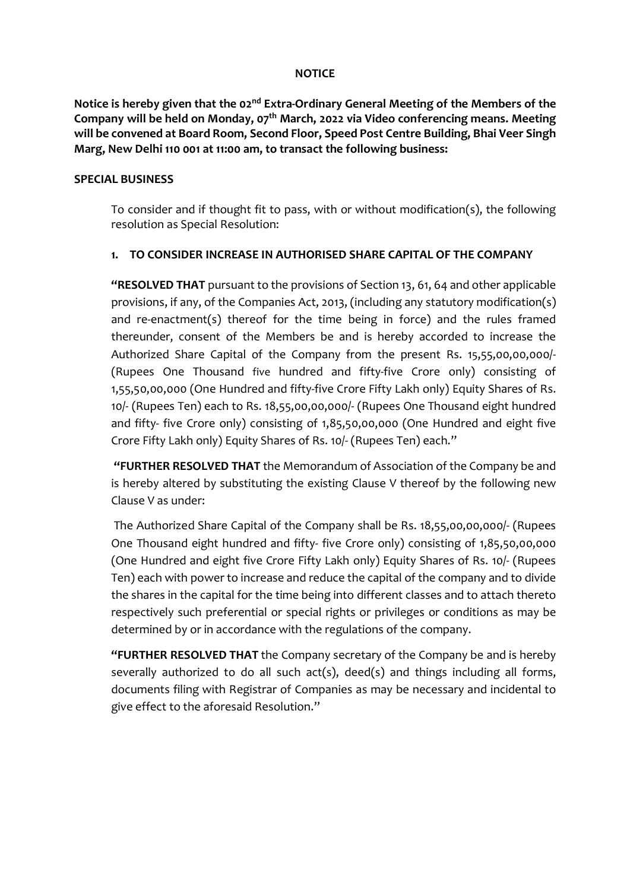**NOTICE**

**Notice is hereby given that the 02nd Extra-Ordinary General Meeting of the Members of the Company will be held on Monday, 07th March, 2022 via Video conferencing means. Meeting will be convened at Board Room, Second Floor, Speed Post Centre Building, Bhai Veer Singh Marg, New Delhi 110 001 at 11:00 am, to transact the following business:**

**SPECIAL BUSINESS**

To consider and if thought fit to pass, with or without modification(s), the following resolution as Special Resolution:

**1. TO CONSIDER INCREASE IN AUTHORISED SHARE CAPITAL OF THE COMPANY**

**"RESOLVED THAT** pursuant to the provisions of Section 13, 61, 64 and other applicable provisions, if any, of the Companies Act, 2013, (including any statutory modification(s) and re-enactment(s) thereof for the time being in force) and the rules framed thereunder, consent of the Members be and is hereby accorded to increase the Authorized Share Capital of the Company from the present Rs. 15,55,00,00,000/- (Rupees One Thousand five hundred and fifty-five Crore only) consisting of 1,55,50,00,000 (One Hundred and fifty-five Crore Fifty Lakh only) Equity Shares of Rs. 10/- (Rupees Ten) each to Rs. 18,55,00,00,000/- (Rupees One Thousand eight hundred and fifty- five Crore only) consisting of 1,85,50,00,000 (One Hundred and eight five Crore Fifty Lakh only) Equity Shares of Rs. 10/- (Rupees Ten) each."

**"FURTHER RESOLVED THAT** the Memorandum of Association of the Company be and is hereby altered by substituting the existing Clause V thereof by the following new Clause V as under:

The Authorized Share Capital of the Company shall be Rs. 18,55,00,00,000/- (Rupees One Thousand eight hundred and fifty- five Crore only) consisting of 1,85,50,00,000 (One Hundred and eight five Crore Fifty Lakh only) Equity Shares of Rs. 10/- (Rupees Ten) each with power to increase and reduce the capital of the company and to divide the shares in the capital for the time being into different classes and to attach thereto respectively such preferential or special rights or privileges or conditions as may be determined by or in accordance with the regulations of the company.

**"FURTHER RESOLVED THAT** the Company secretary of the Company be and is hereby severally authorized to do all such act(s), deed(s) and things including all forms, documents filing with Registrar of Companies as may be necessary and incidental to give effect to the aforesaid Resolution."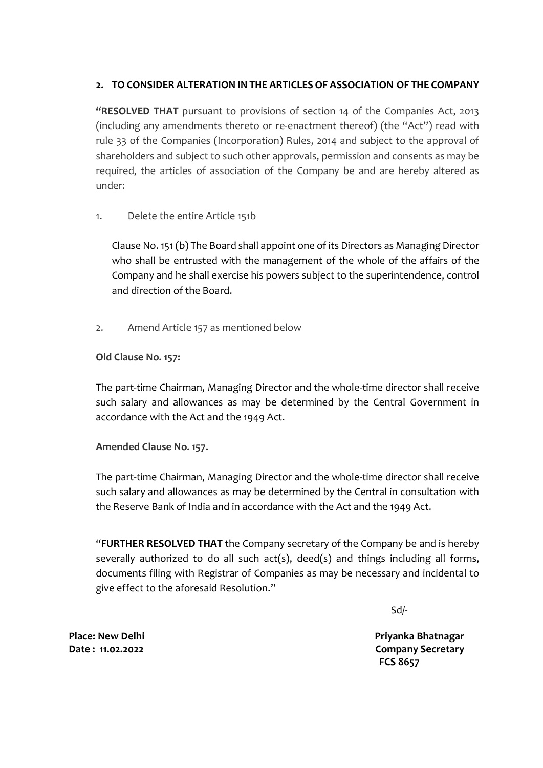## 2. TO CONSIDER ALTERATION IN THE ARTICLES OF ASSOCIATION OF THE COMPANY

**"RESOLVED THAT** pursuant to provisions of section 14 of the Companies Act, 2013 (including any amendments thereto or re-enactment thereof) (the "Act") read with rule 33 of the Companies (Incorporation) Rules, 2014 and subject to the approval of shareholders and subject to such other approvals, permission and consents as may be required, the articles of association of the Company be and are hereby altered as under:

1. Delete the entire Article 151b

   Clause No. 151 (b) The Board shall appoint one of its Directors as Managing Director who shall be entrusted with the management of the whole of the affairs of the Company and he shall exercise his powers subject to the superintendence, control and direction of the Board.

2. Amend Article 157 as mentioned below

**Old Clause No. 157:**

The part-time Chairman, Managing Director and the whole-time director shall receive such salary and allowances as may be determined by the Central Government in accordance with the Act and the 1949 Act.

**Amended Clause No. 157.**

The part-time Chairman, Managing Director and the whole-time director shall receive such salary and allowances as may be determined by the Central in consultation with the Reserve Bank of India and in accordance with the Act and the 1949 Act.

"**FURTHER RESOLVED THAT** the Company secretary of the Company be and is hereby severally authorized to do all such act(s), deed(s) and things including all forms, documents filing with Registrar of Companies as may be necessary and incidental to give effect to the aforesaid Resolution."

Sd/-

**Place: New Delhi**
**Date : 11.02.2022**

**Priyanka Bhatnagar**
**Company Secretary**
**FCS 8657**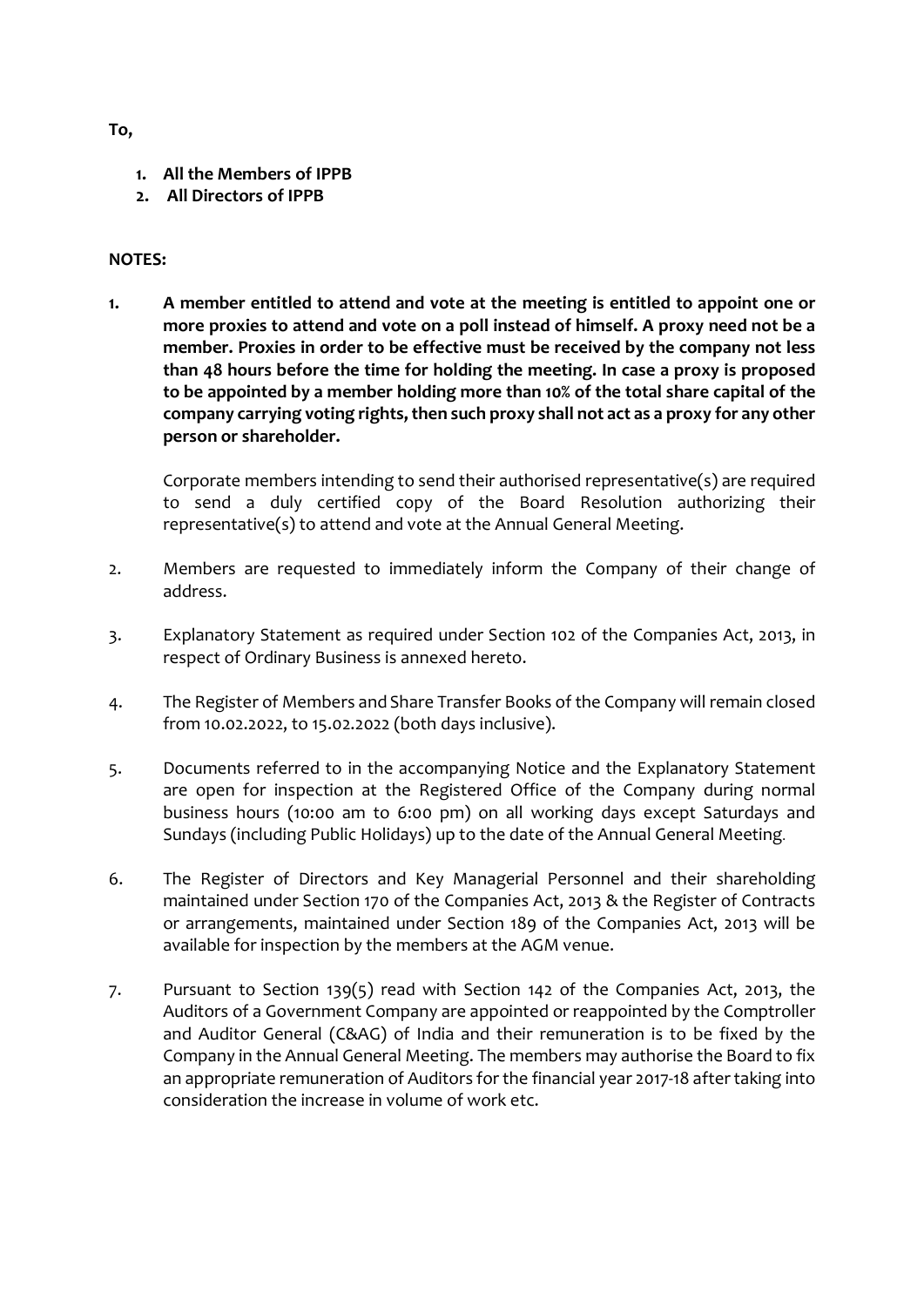**To,**

1. **All the Members of IPPB**
2. **All Directors of IPPB**

**NOTES:**

1. **A member entitled to attend and vote at the meeting is entitled to appoint one or more proxies to attend and vote on a poll instead of himself. A proxy need not be a member. Proxies in order to be effective must be received by the company not less than 48 hours before the time for holding the meeting. In case a proxy is proposed to be appointed by a member holding more than 10% of the total share capital of the company carrying voting rights, then such proxy shall not act as a proxy for any other person or shareholder.**

   Corporate members intending to send their authorised representative(s) are required to send a duly certified copy of the Board Resolution authorizing their representative(s) to attend and vote at the Annual General Meeting.

2. Members are requested to immediately inform the Company of their change of address.

3. Explanatory Statement as required under Section 102 of the Companies Act, 2013, in respect of Ordinary Business is annexed hereto.

4. The Register of Members and Share Transfer Books of the Company will remain closed from 10.02.2022, to 15.02.2022 (both days inclusive).

5. Documents referred to in the accompanying Notice and the Explanatory Statement are open for inspection at the Registered Office of the Company during normal business hours (10:00 am to 6:00 pm) on all working days except Saturdays and Sundays (including Public Holidays) up to the date of the Annual General Meeting.

6. The Register of Directors and Key Managerial Personnel and their shareholding maintained under Section 170 of the Companies Act, 2013 & the Register of Contracts or arrangements, maintained under Section 189 of the Companies Act, 2013 will be available for inspection by the members at the AGM venue.

7. Pursuant to Section 139(5) read with Section 142 of the Companies Act, 2013, the Auditors of a Government Company are appointed or reappointed by the Comptroller and Auditor General (C&AG) of India and their remuneration is to be fixed by the Company in the Annual General Meeting. The members may authorise the Board to fix an appropriate remuneration of Auditors for the financial year 2017-18 after taking into consideration the increase in volume of work etc.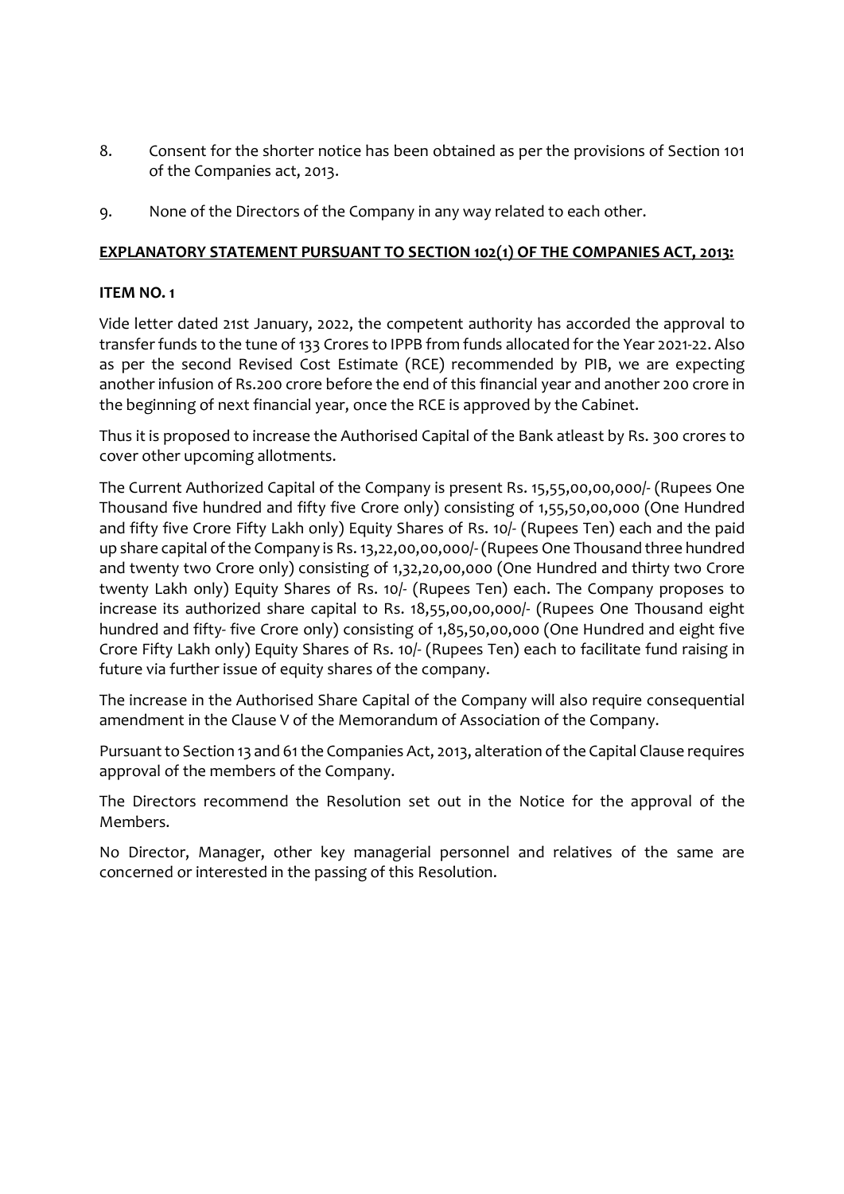8. Consent for the shorter notice has been obtained as per the provisions of Section 101 of the Companies act, 2013.

9. None of the Directors of the Company in any way related to each other.

**EXPLANATORY STATEMENT PURSUANT TO SECTION 102(1) OF THE COMPANIES ACT, 2013:**

**ITEM NO. 1**

Vide letter dated 21st January, 2022, the competent authority has accorded the approval to transfer funds to the tune of 133 Crores to IPPB from funds allocated for the Year 2021-22. Also as per the second Revised Cost Estimate (RCE) recommended by PIB, we are expecting another infusion of Rs.200 crore before the end of this financial year and another 200 crore in the beginning of next financial year, once the RCE is approved by the Cabinet.

Thus it is proposed to increase the Authorised Capital of the Bank atleast by Rs. 300 crores to cover other upcoming allotments.

The Current Authorized Capital of the Company is present Rs. 15,55,00,00,000/- (Rupees One Thousand five hundred and fifty five Crore only) consisting of 1,55,50,00,000 (One Hundred and fifty five Crore Fifty Lakh only) Equity Shares of Rs. 10/- (Rupees Ten) each and the paid up share capital of the Company is Rs. 13,22,00,00,000/- (Rupees One Thousand three hundred and twenty two Crore only) consisting of 1,32,20,00,000 (One Hundred and thirty two Crore twenty Lakh only) Equity Shares of Rs. 10/- (Rupees Ten) each. The Company proposes to increase its authorized share capital to Rs. 18,55,00,00,000/- (Rupees One Thousand eight hundred and fifty- five Crore only) consisting of 1,85,50,00,000 (One Hundred and eight five Crore Fifty Lakh only) Equity Shares of Rs. 10/- (Rupees Ten) each to facilitate fund raising in future via further issue of equity shares of the company.

The increase in the Authorised Share Capital of the Company will also require consequential amendment in the Clause V of the Memorandum of Association of the Company.

Pursuant to Section 13 and 61 the Companies Act, 2013, alteration of the Capital Clause requires approval of the members of the Company.

The Directors recommend the Resolution set out in the Notice for the approval of the Members.

No Director, Manager, other key managerial personnel and relatives of the same are concerned or interested in the passing of this Resolution.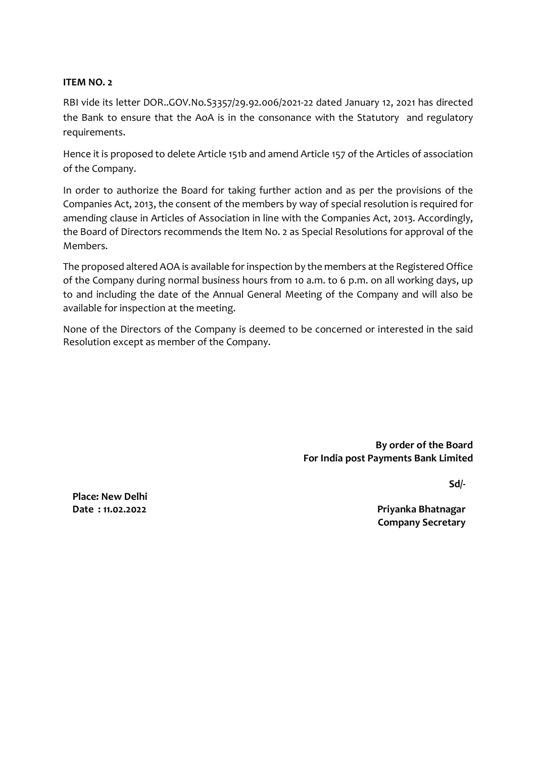**ITEM NO. 2**

RBI vide its letter DOR..GOV.No.S3357/29.92.006/2021-22 dated January 12, 2021 has directed the Bank to ensure that the AoA is in the consonance with the Statutory and regulatory requirements.

Hence it is proposed to delete Article 151b and amend Article 157 of the Articles of association of the Company.

In order to authorize the Board for taking further action and as per the provisions of the Companies Act, 2013, the consent of the members by way of special resolution is required for amending clause in Articles of Association in line with the Companies Act, 2013. Accordingly, the Board of Directors recommends the Item No. 2 as Special Resolutions for approval of the Members.

The proposed altered AOA is available for inspection by the members at the Registered Office of the Company during normal business hours from 10 a.m. to 6 p.m. on all working days, up to and including the date of the Annual General Meeting of the Company and will also be available for inspection at the meeting.

None of the Directors of the Company is deemed to be concerned or interested in the said Resolution except as member of the Company.

**By order of the Board**
**For India post Payments Bank Limited**

**Sd/-**

**Place: New Delhi**
**Date : 11.02.2022**

**Priyanka Bhatnagar**
**Company Secretary**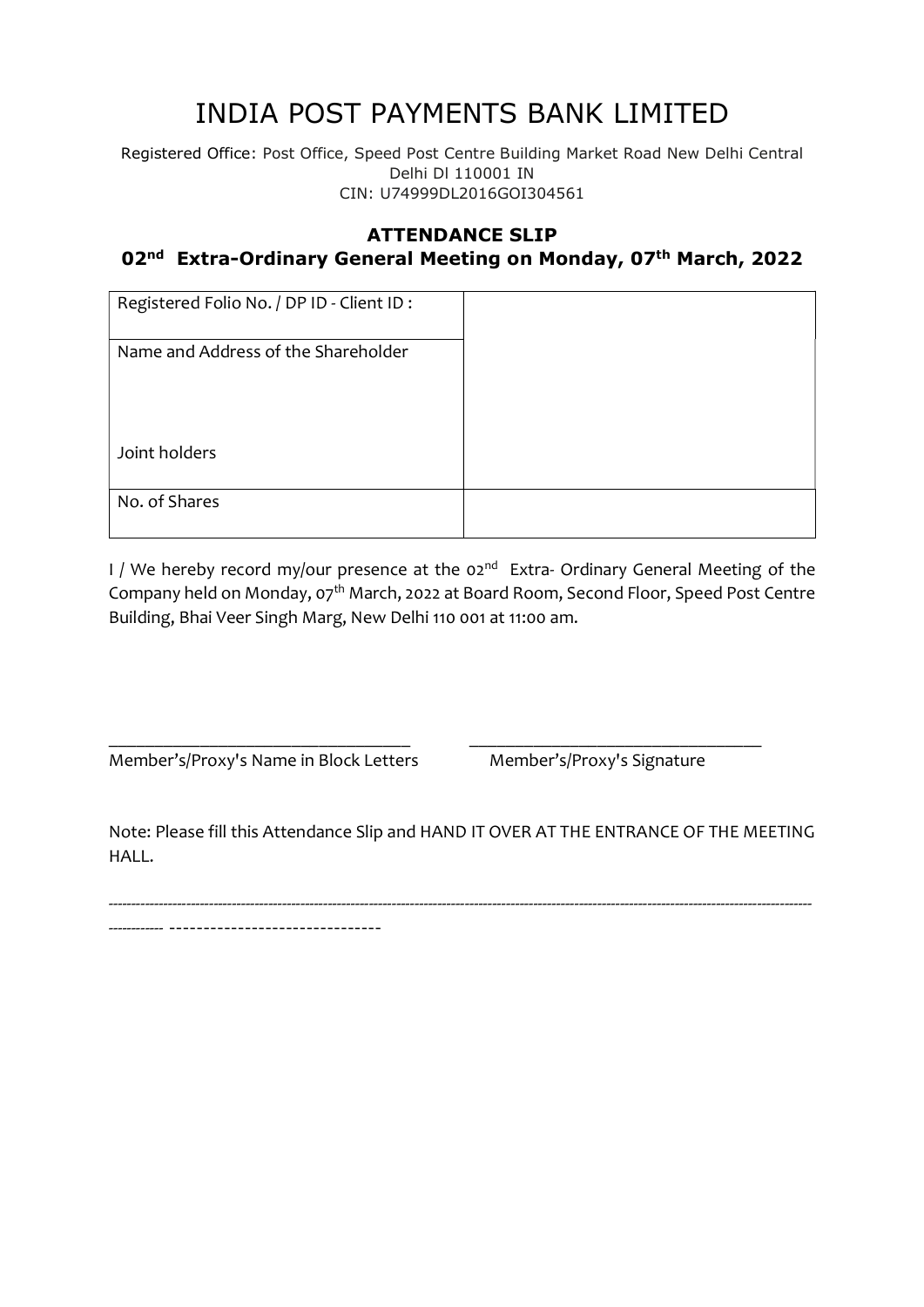# INDIA POST PAYMENTS BANK LIMITED

Registered Office: Post Office, Speed Post Centre Building Market Road New Delhi Central Delhi Dl 110001 IN
CIN: U74999DL2016GOI304561

## ATTENDANCE SLIP

### 02nd Extra-Ordinary General Meeting on Monday, 07th March, 2022

| | |
|---|---|
| Registered Folio No. / DP ID - Client ID : | |
| Name and Address of the Shareholder<br><br>Joint holders | |
| No. of Shares | |

I / We hereby record my/our presence at the 02nd Extra- Ordinary General Meeting of the Company held on Monday, 07th March, 2022 at Board Room, Second Floor, Speed Post Centre Building, Bhai Veer Singh Marg, New Delhi 110 001 at 11:00 am.

\_\_\_\_\_\_\_\_\_\_\_\_\_\_\_\_\_\_\_\_\_\_\_\_\_\_\_\_\_\_\_\_ \_\_\_\_\_\_\_\_\_\_\_\_\_\_\_\_\_\_\_\_\_\_\_\_\_\_\_\_\_\_\_\_

Member's/Proxy's Name in Block Letters Member's/Proxy's Signature

Note: Please fill this Attendance Slip and HAND IT OVER AT THE ENTRANCE OF THE MEETING HALL.

---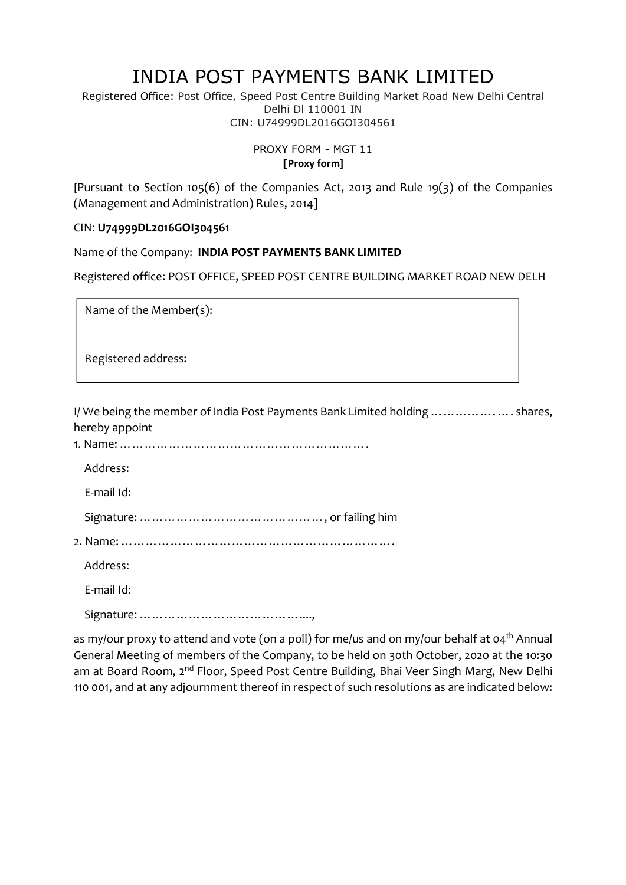# INDIA POST PAYMENTS BANK LIMITED

Registered Office: Post Office, Speed Post Centre Building Market Road New Delhi Central Delhi Dl 110001 IN
CIN: U74999DL2016GOI304561

PROXY FORM - MGT 11
**[Proxy form]**

[Pursuant to Section 105(6) of the Companies Act, 2013 and Rule 19(3) of the Companies (Management and Administration) Rules, 2014]

CIN: **U74999DL2016GOI304561**

Name of the Company: **INDIA POST PAYMENTS BANK LIMITED**

Registered office: POST OFFICE, SPEED POST CENTRE BUILDING MARKET ROAD NEW DELH

| Name of the Member(s): |
|---|
| Registered address: |

I/ We being the member of India Post Payments Bank Limited holding ………………. shares, hereby appoint

1. Name: ……………………………………………………….

   Address:

   E-mail Id:

   Signature: ………………………………………, or failing him

2. Name: ……………………………………………………………….

   Address:

   E-mail Id:

   Signature: ……………………………………..,

as my/our proxy to attend and vote (on a poll) for me/us and on my/our behalf at 04th Annual General Meeting of members of the Company, to be held on 30th October, 2020 at the 10:30 am at Board Room, 2nd Floor, Speed Post Centre Building, Bhai Veer Singh Marg, New Delhi 110 001, and at any adjournment thereof in respect of such resolutions as are indicated below: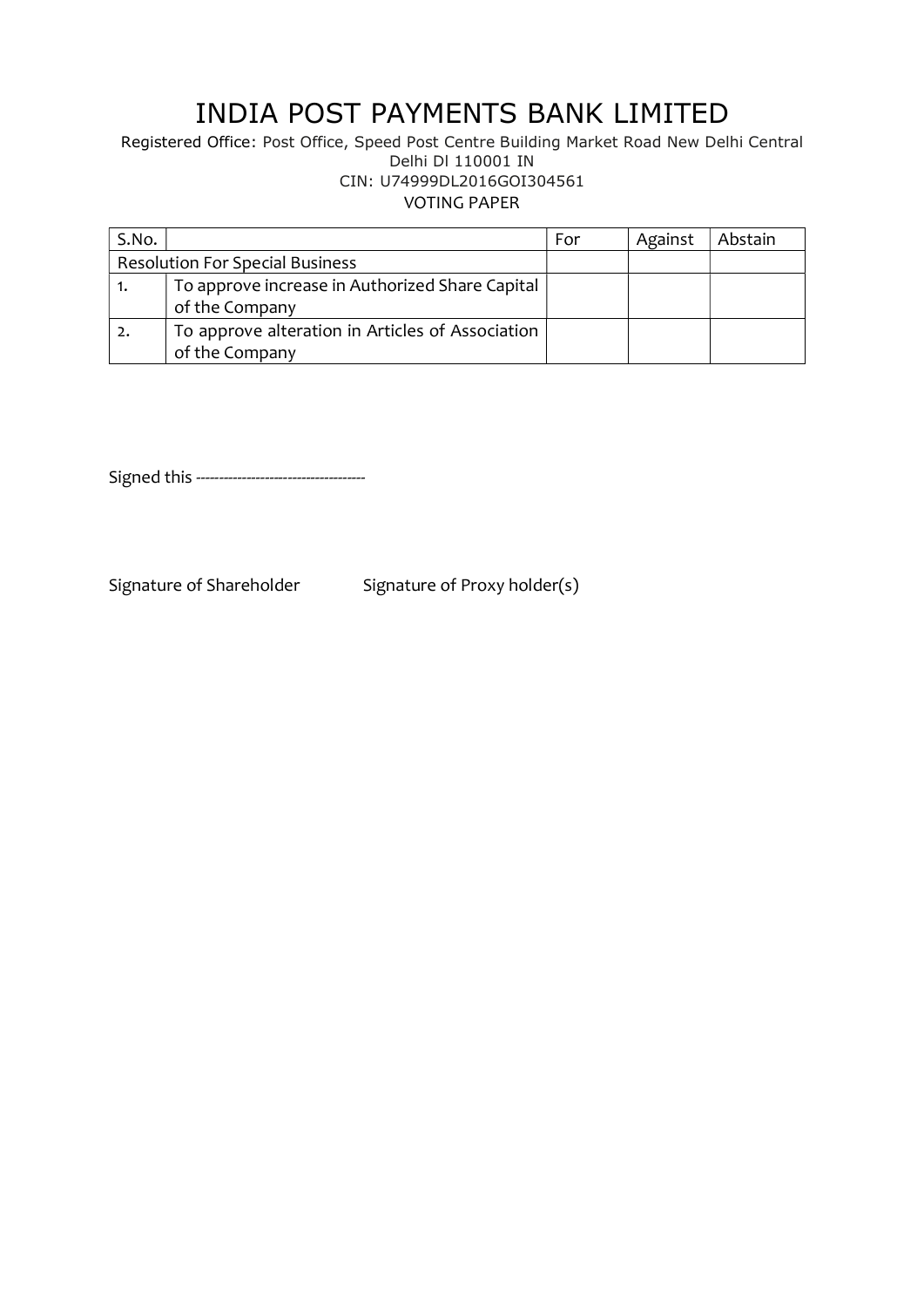# INDIA POST PAYMENTS BANK LIMITED

Registered Office: Post Office, Speed Post Centre Building Market Road New Delhi Central Delhi Dl 110001 IN

CIN: U74999DL2016GOI304561

VOTING PAPER

| S.No. | | For | Against | Abstain |
|---|---|---|---|---|
| Resolution For Special Business | | | | |
| 1. | To approve increase in Authorized Share Capital of the Company | | | |
| 2. | To approve alteration in Articles of Association of the Company | | | |

Signed this -----------------------------------

Signature of Shareholder Signature of Proxy holder(s)